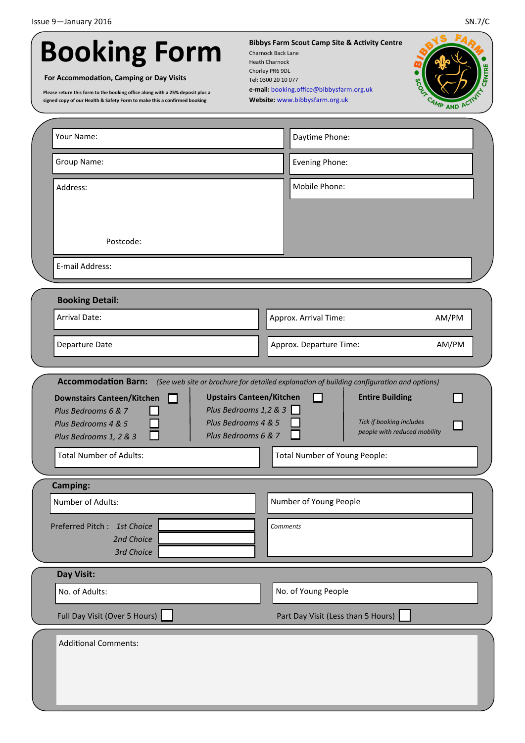Issue 9—January 2016

SN.7/C

# Booking Form

**For Accommodation, Camping or Day Visits**

**Please return this form to the booking office along with a 25% deposit plus a signed copy of our Health & Safety Form to make this a confirmed booking**

**Bibbys Farm Scout Camp Site & Activity Centre**
Charnock Back Lane
Heath Charnock
Chorley PR6 9DL
Tel: 0300 20 10 077
**e-mail:** booking.office@bibbysfarm.org.uk
**Website:** www.bibbysfarm.org.uk

BIBBYS FARM • SCOUT CAMP AND ACTIVITY CENTRE •

Your Name:

Daytime Phone:

Group Name:

Evening Phone:

Address:

Mobile Phone:

Postcode:

E-mail Address:

## Booking Detail:

Arrival Date:

Approx. Arrival Time: AM/PM

Departure Date

Approx. Departure Time: AM/PM

## Accommodation Barn:

*(See web site or brochure for detailed explanation of building configuration and options)*

**Downstairs Canteen/Kitchen** ☐
*Plus Bedrooms 6 & 7* ☐
*Plus Bedrooms 4 & 5* ☐
*Plus Bedrooms 1, 2 & 3* ☐

**Upstairs Canteen/Kitchen** ☐
*Plus Bedrooms 1,2 & 3* ☐
*Plus Bedrooms 4 & 5* ☐
*Plus Bedrooms 6 & 7* ☐

**Entire Building** ☐

*Tick if booking includes people with reduced mobility* ☐

Total Number of Adults:

Total Number of Young People:

## Camping:

Number of Adults:

Number of Young People

Preferred Pitch : *1st Choice*
*2nd Choice*
*3rd Choice*

*Comments*

## Day Visit:

No. of Adults:

No. of Young People

Full Day Visit (Over 5 Hours) ☐

Part Day Visit (Less than 5 Hours) ☐

Additional Comments: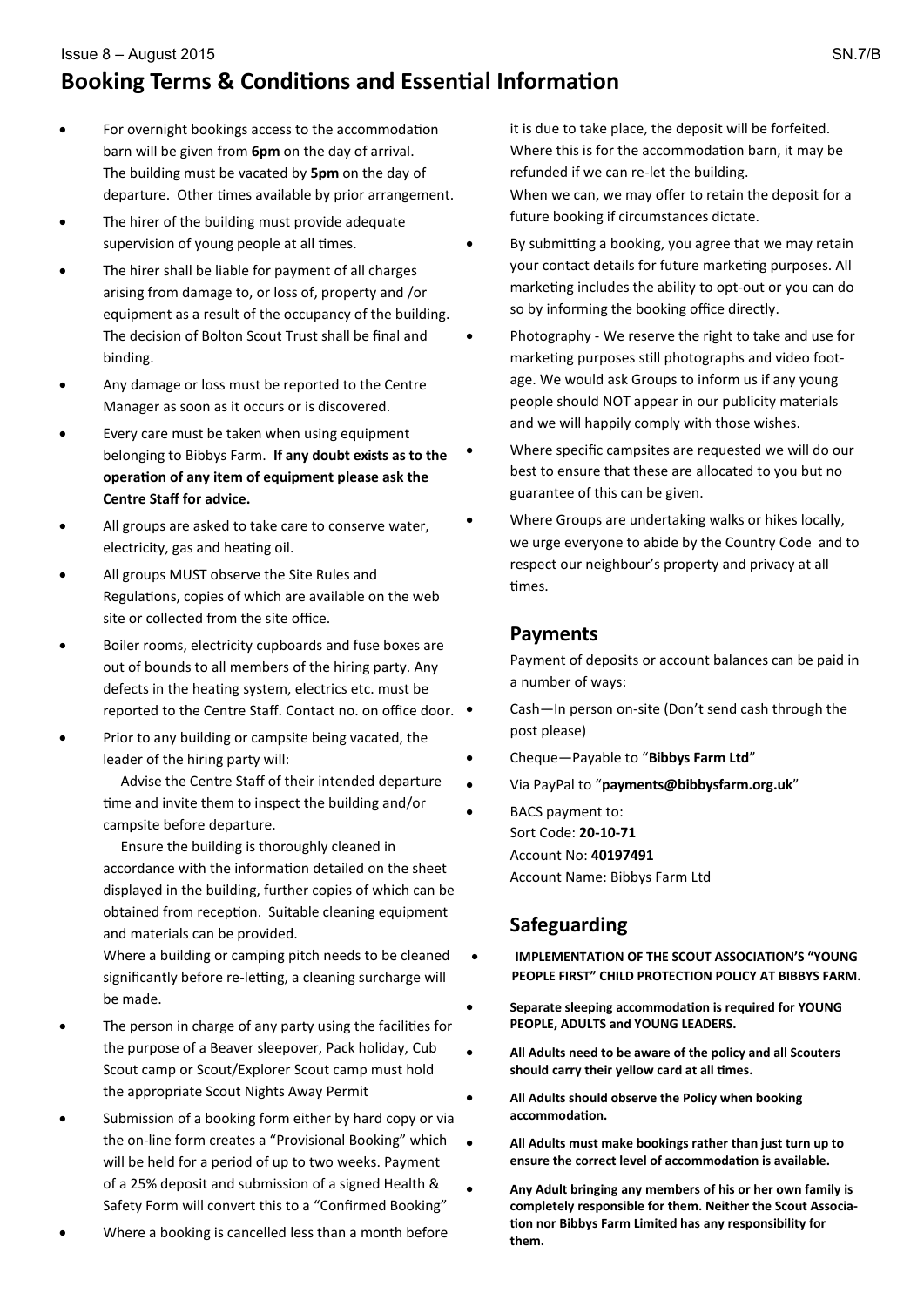# Booking Terms & Conditions and Essential Information

- For overnight bookings access to the accommodation barn will be given from **6pm** on the day of arrival. The building must be vacated by **5pm** on the day of departure. Other times available by prior arrangement.
- The hirer of the building must provide adequate supervision of young people at all times.
- The hirer shall be liable for payment of all charges arising from damage to, or loss of, property and /or equipment as a result of the occupancy of the building. The decision of Bolton Scout Trust shall be final and binding.
- Any damage or loss must be reported to the Centre Manager as soon as it occurs or is discovered.
- Every care must be taken when using equipment belonging to Bibbys Farm. **If any doubt exists as to the operation of any item of equipment please ask the Centre Staff for advice.**
- All groups are asked to take care to conserve water, electricity, gas and heating oil.
- All groups MUST observe the Site Rules and Regulations, copies of which are available on the web site or collected from the site office.
- Boiler rooms, electricity cupboards and fuse boxes are out of bounds to all members of the hiring party. Any defects in the heating system, electrics etc. must be reported to the Centre Staff. Contact no. on office door.
- Prior to any building or campsite being vacated, the leader of the hiring party will:

  Advise the Centre Staff of their intended departure time and invite them to inspect the building and/or campsite before departure.

  Ensure the building is thoroughly cleaned in accordance with the information detailed on the sheet displayed in the building, further copies of which can be obtained from reception. Suitable cleaning equipment and materials can be provided.

  Where a building or camping pitch needs to be cleaned significantly before re-letting, a cleaning surcharge will be made.
- The person in charge of any party using the facilities for the purpose of a Beaver sleepover, Pack holiday, Cub Scout camp or Scout/Explorer Scout camp must hold the appropriate Scout Nights Away Permit
- Submission of a booking form either by hard copy or via the on-line form creates a "Provisional Booking" which will be held for a period of up to two weeks. Payment of a 25% deposit and submission of a signed Health & Safety Form will convert this to a "Confirmed Booking"
- Where a booking is cancelled less than a month before it is due to take place, the deposit will be forfeited. Where this is for the accommodation barn, it may be refunded if we can re-let the building.

  When we can, we may offer to retain the deposit for a future booking if circumstances dictate.
- By submitting a booking, you agree that we may retain your contact details for future marketing purposes. All marketing includes the ability to opt-out or you can do so by informing the booking office directly.
- Photography - We reserve the right to take and use for marketing purposes still photographs and video footage. We would ask Groups to inform us if any young people should NOT appear in our publicity materials and we will happily comply with those wishes.
- Where specific campsites are requested we will do our best to ensure that these are allocated to you but no guarantee of this can be given.
- Where Groups are undertaking walks or hikes locally, we urge everyone to abide by the Country Code and to respect our neighbour's property and privacy at all times.

## Payments

Payment of deposits or account balances can be paid in a number of ways:

- Cash—In person on-site (Don't send cash through the post please)
- Cheque—Payable to "**Bibbys Farm Ltd**"
- Via PayPal to "**payments@bibbysfarm.org.uk**"
- BACS payment to:
  Sort Code: **20-10-71**
  Account No: **40197491**
  Account Name: Bibbys Farm Ltd

## Safeguarding

- **IMPLEMENTATION OF THE SCOUT ASSOCIATION'S "YOUNG PEOPLE FIRST" CHILD PROTECTION POLICY AT BIBBYS FARM.**
- **Separate sleeping accommodation is required for YOUNG PEOPLE, ADULTS and YOUNG LEADERS.**
- **All Adults need to be aware of the policy and all Scouters should carry their yellow card at all times.**
- **All Adults should observe the Policy when booking accommodation.**
- **All Adults must make bookings rather than just turn up to ensure the correct level of accommodation is available.**
- **Any Adult bringing any members of his or her own family is completely responsible for them. Neither the Scout Association nor Bibbys Farm Limited has any responsibility for them.**